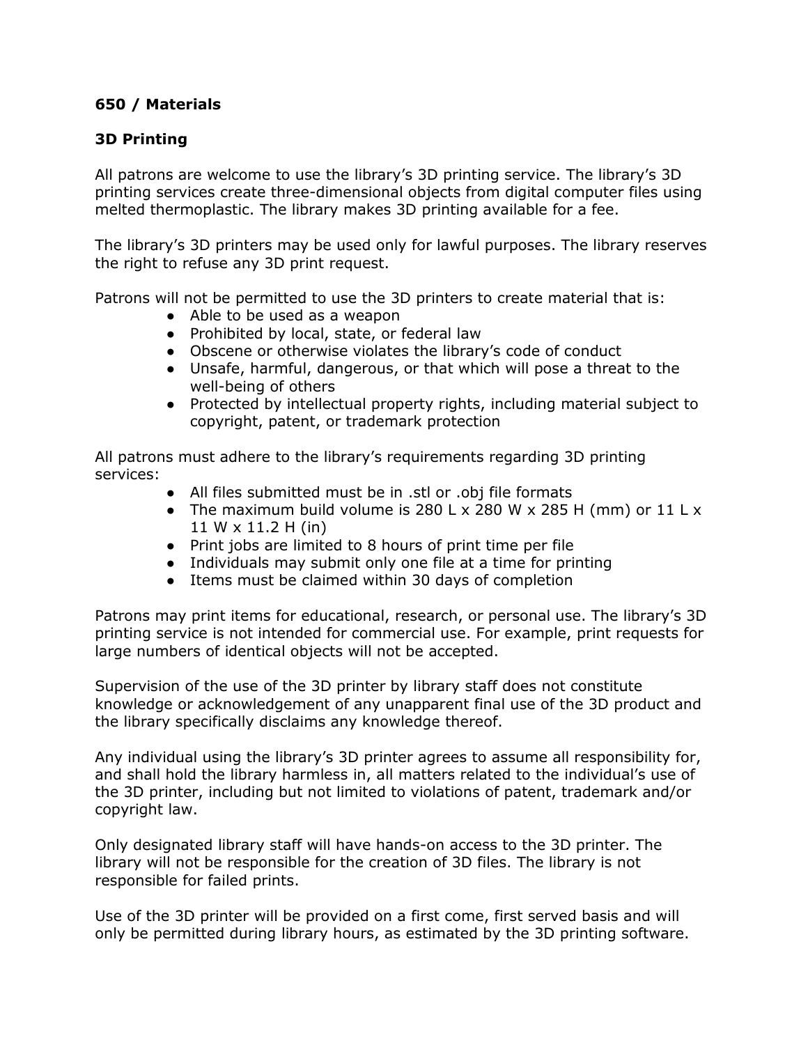**650 / Materials**

**3D Printing**

All patrons are welcome to use the library's 3D printing service. The library's 3D printing services create three-dimensional objects from digital computer files using melted thermoplastic. The library makes 3D printing available for a fee.

The library's 3D printers may be used only for lawful purposes. The library reserves the right to refuse any 3D print request.

Patrons will not be permitted to use the 3D printers to create material that is:

- Able to be used as a weapon
- Prohibited by local, state, or federal law
- Obscene or otherwise violates the library's code of conduct
- Unsafe, harmful, dangerous, or that which will pose a threat to the well-being of others
- Protected by intellectual property rights, including material subject to copyright, patent, or trademark protection

All patrons must adhere to the library's requirements regarding 3D printing services:

- All files submitted must be in .stl or .obj file formats
- The maximum build volume is 280 L x 280 W x 285 H (mm) or 11 L x 11 W x 11.2 H (in)
- Print jobs are limited to 8 hours of print time per file
- Individuals may submit only one file at a time for printing
- Items must be claimed within 30 days of completion

Patrons may print items for educational, research, or personal use. The library's 3D printing service is not intended for commercial use. For example, print requests for large numbers of identical objects will not be accepted.

Supervision of the use of the 3D printer by library staff does not constitute knowledge or acknowledgement of any unapparent final use of the 3D product and the library specifically disclaims any knowledge thereof.

Any individual using the library's 3D printer agrees to assume all responsibility for, and shall hold the library harmless in, all matters related to the individual's use of the 3D printer, including but not limited to violations of patent, trademark and/or copyright law.

Only designated library staff will have hands-on access to the 3D printer. The library will not be responsible for the creation of 3D files. The library is not responsible for failed prints.

Use of the 3D printer will be provided on a first come, first served basis and will only be permitted during library hours, as estimated by the 3D printing software.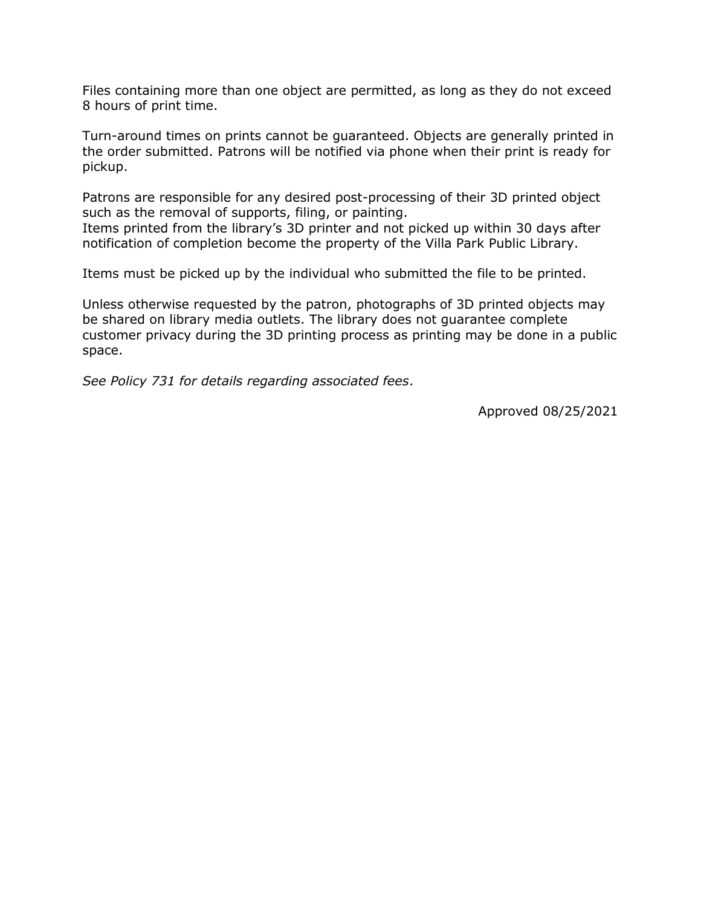Files containing more than one object are permitted, as long as they do not exceed 8 hours of print time.

Turn-around times on prints cannot be guaranteed. Objects are generally printed in the order submitted. Patrons will be notified via phone when their print is ready for pickup.

Patrons are responsible for any desired post-processing of their 3D printed object such as the removal of supports, filing, or painting.
Items printed from the library's 3D printer and not picked up within 30 days after notification of completion become the property of the Villa Park Public Library.

Items must be picked up by the individual who submitted the file to be printed.

Unless otherwise requested by the patron, photographs of 3D printed objects may be shared on library media outlets. The library does not guarantee complete customer privacy during the 3D printing process as printing may be done in a public space.

*See Policy 731 for details regarding associated fees*.

Approved 08/25/2021